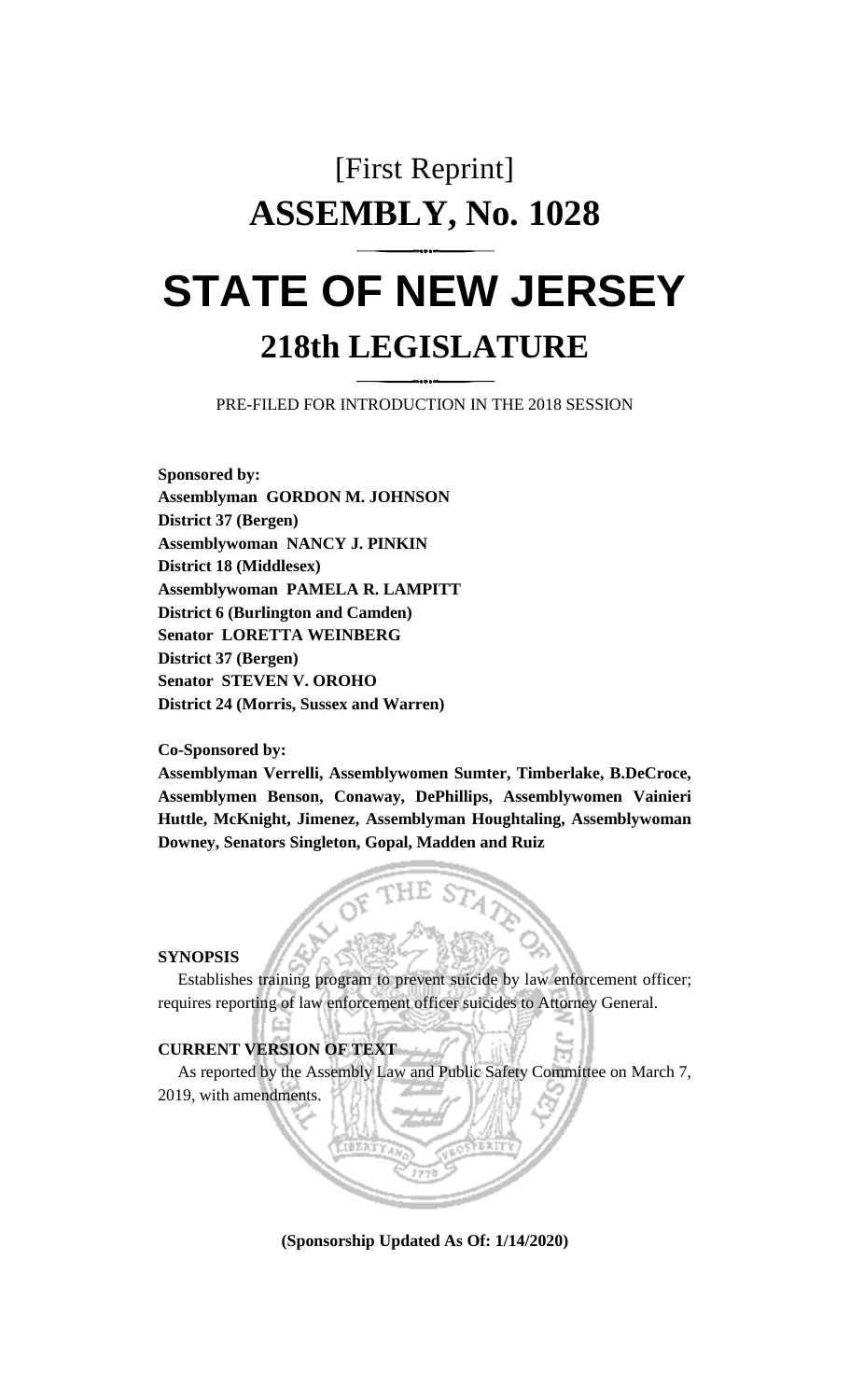# [First Reprint]
# ASSEMBLY, No. 1028

# STATE OF NEW JERSEY
## 218th LEGISLATURE

PRE-FILED FOR INTRODUCTION IN THE 2018 SESSION

**Sponsored by:**
**Assemblyman GORDON M. JOHNSON**
**District 37 (Bergen)**
**Assemblywoman NANCY J. PINKIN**
**District 18 (Middlesex)**
**Assemblywoman PAMELA R. LAMPITT**
**District 6 (Burlington and Camden)**
**Senator LORETTA WEINBERG**
**District 37 (Bergen)**
**Senator STEVEN V. OROHO**
**District 24 (Morris, Sussex and Warren)**

**Co-Sponsored by:**
**Assemblyman Verrelli, Assemblywomen Sumter, Timberlake, B.DeCroce, Assemblymen Benson, Conaway, DePhillips, Assemblywomen Vainieri Huttle, McKnight, Jimenez, Assemblyman Houghtaling, Assemblywoman Downey, Senators Singleton, Gopal, Madden and Ruiz**

**SYNOPSIS**

Establishes training program to prevent suicide by law enforcement officer; requires reporting of law enforcement officer suicides to Attorney General.

**CURRENT VERSION OF TEXT**

As reported by the Assembly Law and Public Safety Committee on March 7, 2019, with amendments.

**(Sponsorship Updated As Of: 1/14/2020)**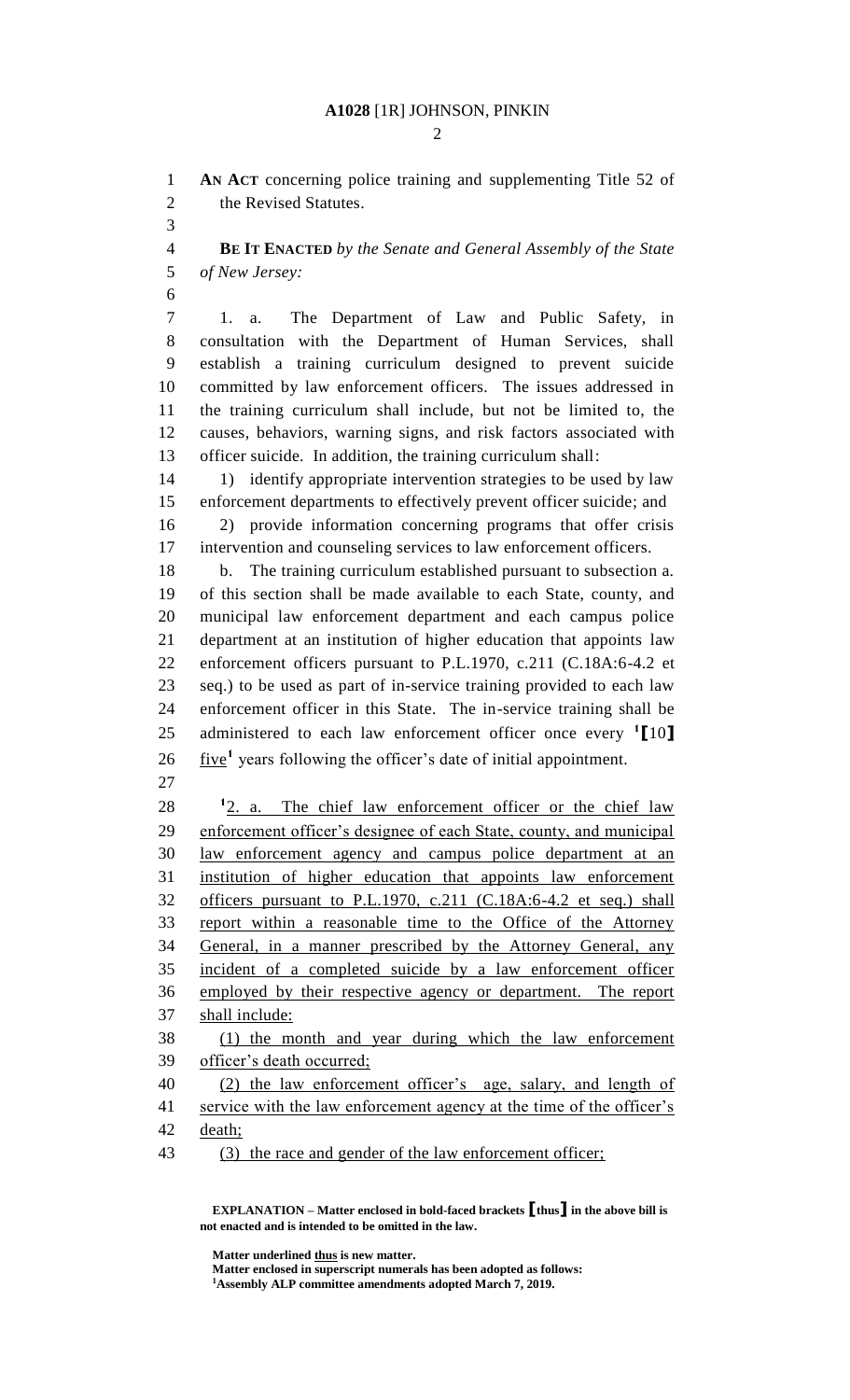**AN ACT** concerning police training and supplementing Title 52 of the Revised Statutes.

**BE IT ENACTED** *by the Senate and General Assembly of the State of New Jersey:*

1. a. The Department of Law and Public Safety, in consultation with the Department of Human Services, shall establish a training curriculum designed to prevent suicide committed by law enforcement officers. The issues addressed in the training curriculum shall include, but not be limited to, the causes, behaviors, warning signs, and risk factors associated with officer suicide. In addition, the training curriculum shall:

1) identify appropriate intervention strategies to be used by law enforcement departments to effectively prevent officer suicide; and

2) provide information concerning programs that offer crisis intervention and counseling services to law enforcement officers.

b. The training curriculum established pursuant to subsection a. of this section shall be made available to each State, county, and municipal law enforcement department and each campus police department at an institution of higher education that appoints law enforcement officers pursuant to P.L.1970, c.211 (C.18A:6-4.2 et seq.) to be used as part of in-service training provided to each law enforcement officer in this State. The in-service training shall be administered to each law enforcement officer once every [1]**[**10**]** five[1] years following the officer's date of initial appointment.

[1]2. a. The chief law enforcement officer or the chief law enforcement officer's designee of each State, county, and municipal law enforcement agency and campus police department at an institution of higher education that appoints law enforcement officers pursuant to P.L.1970, c.211 (C.18A:6-4.2 et seq.) shall report within a reasonable time to the Office of the Attorney General, in a manner prescribed by the Attorney General, any incident of a completed suicide by a law enforcement officer employed by their respective agency or department. The report shall include:

(1) the month and year during which the law enforcement officer's death occurred;

(2) the law enforcement officer's age, salary, and length of service with the law enforcement agency at the time of the officer's death;

(3) the race and gender of the law enforcement officer;

**EXPLANATION – Matter enclosed in bold-faced brackets [thus] in the above bill is not enacted and is intended to be omitted in the law.**

**Matter underlined thus is new matter.**
**Matter enclosed in superscript numerals has been adopted as follows:**
[1]**Assembly ALP committee amendments adopted March 7, 2019.**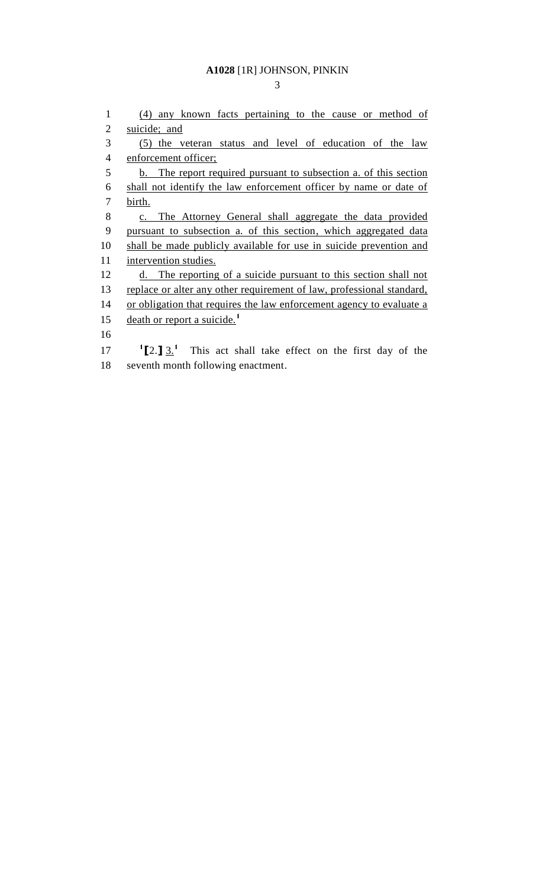(4) any known facts pertaining to the cause or method of suicide; and

(5) the veteran status and level of education of the law enforcement officer;

b. The report required pursuant to subsection a. of this section shall not identify the law enforcement officer by name or date of birth.

c. The Attorney General shall aggregate the data provided pursuant to subsection a. of this section, which aggregated data shall be made publicly available for use in suicide prevention and intervention studies.

d. The reporting of a suicide pursuant to this section shall not replace or alter any other requirement of law, professional standard, or obligation that requires the law enforcement agency to evaluate a death or report a suicide.[1]

[1][2.] 3.[1] This act shall take effect on the first day of the seventh month following enactment.